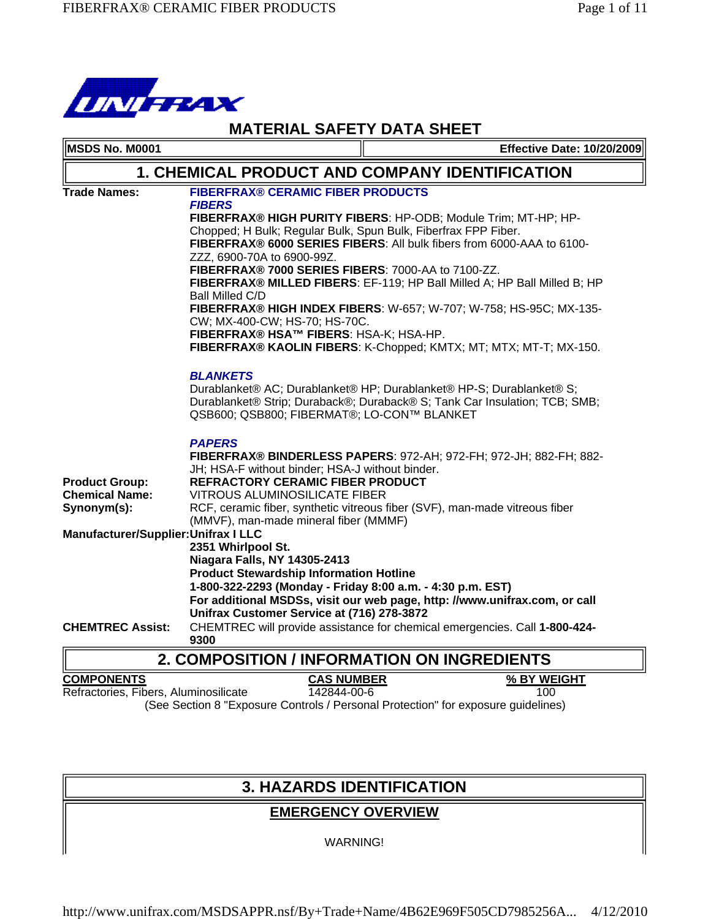# MATERIAL SAFETY DATA SHEET

| MSDS No. M0001 | Effective Date: 10/20/2009 |
|---|---|

## 1. CHEMICAL PRODUCT AND COMPANY IDENTIFICATION

**Trade Names:** **FIBERFRAX® CERAMIC FIBER PRODUCTS**

***FIBERS***

**FIBERFRAX® HIGH PURITY FIBERS**: HP-ODB; Module Trim; MT-HP; HP-Chopped; H Bulk; Regular Bulk, Spun Bulk, Fiberfrax FPP Fiber.
**FIBERFRAX® 6000 SERIES FIBERS**: All bulk fibers from 6000-AAA to 6100-ZZZ, 6900-70A to 6900-99Z.
**FIBERFRAX® 7000 SERIES FIBERS**: 7000-AA to 7100-ZZ.
**FIBERFRAX® MILLED FIBERS**: EF-119; HP Ball Milled A; HP Ball Milled B; HP Ball Milled C/D
**FIBERFRAX® HIGH INDEX FIBERS**: W-657; W-707; W-758; HS-95C; MX-135-CW; MX-400-CW; HS-70; HS-70C.
**FIBERFRAX® HSA™ FIBERS**: HSA-K; HSA-HP.
**FIBERFRAX® KAOLIN FIBERS**: K-Chopped; KMTX; MT; MTX; MT-T; MX-150.

***BLANKETS***

Durablanket® AC; Durablanket® HP; Durablanket® HP-S; Durablanket® S; Durablanket® Strip; Duraback®; Duraback® S; Tank Car Insulation; TCB; SMB; QSB600; QSB800; FIBERMAT®; LO-CON™ BLANKET

***PAPERS***

**FIBERFRAX® BINDERLESS PAPERS**: 972-AH; 972-FH; 972-JH; 882-FH; 882-JH; HSA-F without binder; HSA-J without binder.

**Product Group:** **REFRACTORY CERAMIC FIBER PRODUCT**
**Chemical Name:** VITROUS ALUMINOSILICATE FIBER
**Synonym(s):** RCF, ceramic fiber, synthetic vitreous fiber (SVF), man-made vitreous fiber (MMVF), man-made mineral fiber (MMMF)

**Manufacturer/Supplier: Unifrax I LLC**
**2351 Whirlpool St.**
**Niagara Falls, NY 14305-2413**
**Product Stewardship Information Hotline**
**1-800-322-2293 (Monday - Friday 8:00 a.m. - 4:30 p.m. EST)**
**For additional MSDSs, visit our web page, http: //www.unifrax.com, or call Unifrax Customer Service at (716) 278-3872**

**CHEMTREC Assist:** CHEMTREC will provide assistance for chemical emergencies. Call **1-800-424-9300**

## 2. COMPOSITION / INFORMATION ON INGREDIENTS

| COMPONENTS | CAS NUMBER | % BY WEIGHT |
|---|---|---|
| Refractories, Fibers, Aluminosilicate | 142844-00-6 | 100 |

(See Section 8 "Exposure Controls / Personal Protection" for exposure guidelines)

## 3. HAZARDS IDENTIFICATION

### EMERGENCY OVERVIEW

WARNING!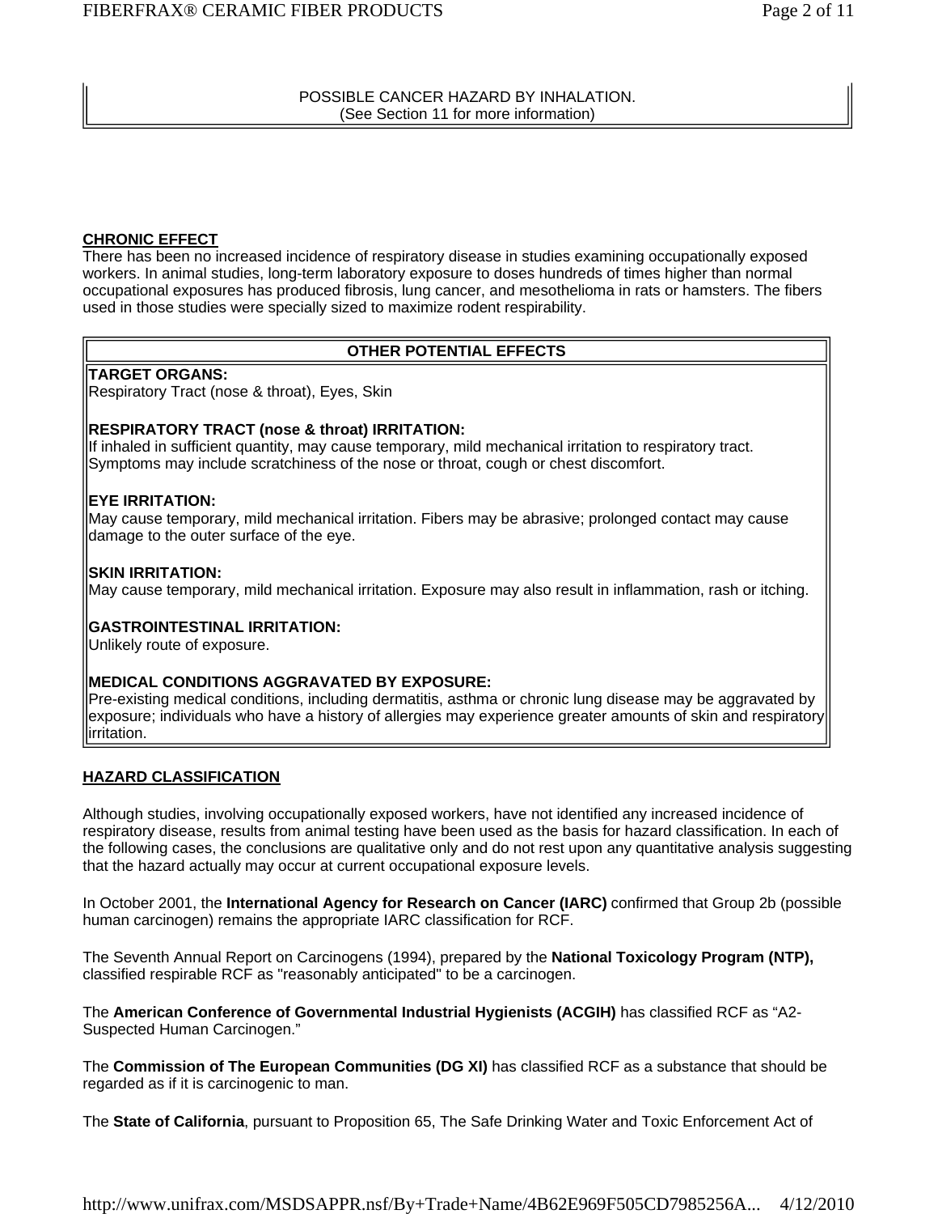POSSIBLE CANCER HAZARD BY INHALATION.
(See Section 11 for more information)

**CHRONIC EFFECT**

There has been no increased incidence of respiratory disease in studies examining occupationally exposed workers. In animal studies, long-term laboratory exposure to doses hundreds of times higher than normal occupational exposures has produced fibrosis, lung cancer, and mesothelioma in rats or hamsters. The fibers used in those studies were specially sized to maximize rodent respirability.

**OTHER POTENTIAL EFFECTS**

**TARGET ORGANS:**
Respiratory Tract (nose & throat), Eyes, Skin

**RESPIRATORY TRACT (nose & throat) IRRITATION:**
If inhaled in sufficient quantity, may cause temporary, mild mechanical irritation to respiratory tract. Symptoms may include scratchiness of the nose or throat, cough or chest discomfort.

**EYE IRRITATION:**
May cause temporary, mild mechanical irritation. Fibers may be abrasive; prolonged contact may cause damage to the outer surface of the eye.

**SKIN IRRITATION:**
May cause temporary, mild mechanical irritation. Exposure may also result in inflammation, rash or itching.

**GASTROINTESTINAL IRRITATION:**
Unlikely route of exposure.

**MEDICAL CONDITIONS AGGRAVATED BY EXPOSURE:**
Pre-existing medical conditions, including dermatitis, asthma or chronic lung disease may be aggravated by exposure; individuals who have a history of allergies may experience greater amounts of skin and respiratory irritation.

**HAZARD CLASSIFICATION**

Although studies, involving occupationally exposed workers, have not identified any increased incidence of respiratory disease, results from animal testing have been used as the basis for hazard classification. In each of the following cases, the conclusions are qualitative only and do not rest upon any quantitative analysis suggesting that the hazard actually may occur at current occupational exposure levels.

In October 2001, the **International Agency for Research on Cancer (IARC)** confirmed that Group 2b (possible human carcinogen) remains the appropriate IARC classification for RCF.

The Seventh Annual Report on Carcinogens (1994), prepared by the **National Toxicology Program (NTP),** classified respirable RCF as "reasonably anticipated" to be a carcinogen.

The **American Conference of Governmental Industrial Hygienists (ACGIH)** has classified RCF as "A2-Suspected Human Carcinogen."

The **Commission of The European Communities (DG XI)** has classified RCF as a substance that should be regarded as if it is carcinogenic to man.

The **State of California**, pursuant to Proposition 65, The Safe Drinking Water and Toxic Enforcement Act of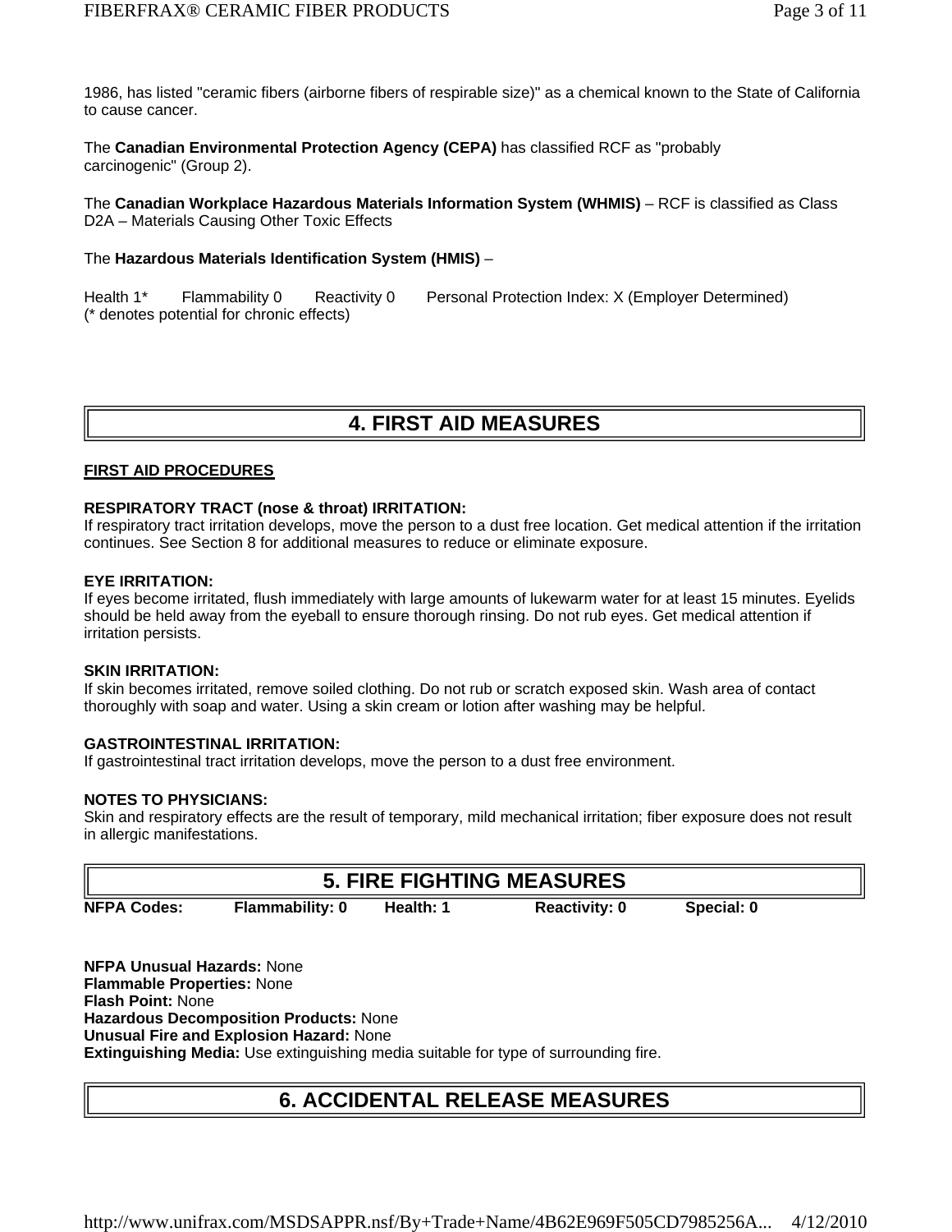1986, has listed "ceramic fibers (airborne fibers of respirable size)" as a chemical known to the State of California to cause cancer.

The **Canadian Environmental Protection Agency (CEPA)** has classified RCF as "probably carcinogenic" (Group 2).

The **Canadian Workplace Hazardous Materials Information System (WHMIS)** – RCF is classified as Class D2A – Materials Causing Other Toxic Effects

The **Hazardous Materials Identification System (HMIS)** –

Health 1*   Flammability 0   Reactivity 0   Personal Protection Index: X (Employer Determined)
(* denotes potential for chronic effects)

# 4. FIRST AID MEASURES

**FIRST AID PROCEDURES**

**RESPIRATORY TRACT (nose & throat) IRRITATION:**
If respiratory tract irritation develops, move the person to a dust free location. Get medical attention if the irritation continues. See Section 8 for additional measures to reduce or eliminate exposure.

**EYE IRRITATION:**
If eyes become irritated, flush immediately with large amounts of lukewarm water for at least 15 minutes. Eyelids should be held away from the eyeball to ensure thorough rinsing. Do not rub eyes. Get medical attention if irritation persists.

**SKIN IRRITATION:**
If skin becomes irritated, remove soiled clothing. Do not rub or scratch exposed skin. Wash area of contact thoroughly with soap and water. Using a skin cream or lotion after washing may be helpful.

**GASTROINTESTINAL IRRITATION:**
If gastrointestinal tract irritation develops, move the person to a dust free environment.

**NOTES TO PHYSICIANS:**
Skin and respiratory effects are the result of temporary, mild mechanical irritation; fiber exposure does not result in allergic manifestations.

# 5. FIRE FIGHTING MEASURES

**NFPA Codes:**   **Flammability: 0**   **Health: 1**   **Reactivity: 0**   **Special: 0**

**NFPA Unusual Hazards:** None
**Flammable Properties:** None
**Flash Point:** None
**Hazardous Decomposition Products:** None
**Unusual Fire and Explosion Hazard:** None
**Extinguishing Media:** Use extinguishing media suitable for type of surrounding fire.

# 6. ACCIDENTAL RELEASE MEASURES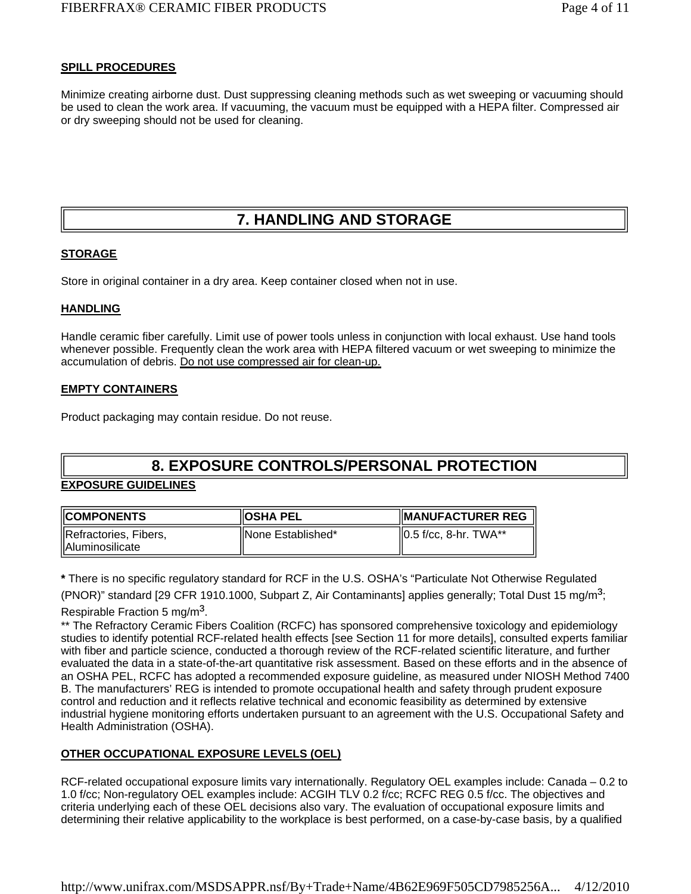**SPILL PROCEDURES**

Minimize creating airborne dust. Dust suppressing cleaning methods such as wet sweeping or vacuuming should be used to clean the work area. If vacuuming, the vacuum must be equipped with a HEPA filter. Compressed air or dry sweeping should not be used for cleaning.

## 7. HANDLING AND STORAGE

**STORAGE**

Store in original container in a dry area. Keep container closed when not in use.

**HANDLING**

Handle ceramic fiber carefully. Limit use of power tools unless in conjunction with local exhaust. Use hand tools whenever possible. Frequently clean the work area with HEPA filtered vacuum or wet sweeping to minimize the accumulation of debris. Do not use compressed air for clean-up.

**EMPTY CONTAINERS**

Product packaging may contain residue. Do not reuse.

## 8. EXPOSURE CONTROLS/PERSONAL PROTECTION

**EXPOSURE GUIDELINES**

| COMPONENTS | OSHA PEL | MANUFACTURER REG |
| --- | --- | --- |
| Refractories, Fibers, Aluminosilicate | None Established* | 0.5 f/cc, 8-hr. TWA** |

**\*** There is no specific regulatory standard for RCF in the U.S. OSHA's "Particulate Not Otherwise Regulated (PNOR)" standard [29 CFR 1910.1000, Subpart Z, Air Contaminants] applies generally; Total Dust 15 mg/$m^3$; Respirable Fraction 5 mg/$m^3$.

** The Refractory Ceramic Fibers Coalition (RCFC) has sponsored comprehensive toxicology and epidemiology studies to identify potential RCF-related health effects [see Section 11 for more details], consulted experts familiar with fiber and particle science, conducted a thorough review of the RCF-related scientific literature, and further evaluated the data in a state-of-the-art quantitative risk assessment. Based on these efforts and in the absence of an OSHA PEL, RCFC has adopted a recommended exposure guideline, as measured under NIOSH Method 7400 B. The manufacturers' REG is intended to promote occupational health and safety through prudent exposure control and reduction and it reflects relative technical and economic feasibility as determined by extensive industrial hygiene monitoring efforts undertaken pursuant to an agreement with the U.S. Occupational Safety and Health Administration (OSHA).

**OTHER OCCUPATIONAL EXPOSURE LEVELS (OEL)**

RCF-related occupational exposure limits vary internationally. Regulatory OEL examples include: Canada – 0.2 to 1.0 f/cc; Non-regulatory OEL examples include: ACGIH TLV 0.2 f/cc; RCFC REG 0.5 f/cc. The objectives and criteria underlying each of these OEL decisions also vary. The evaluation of occupational exposure limits and determining their relative applicability to the workplace is best performed, on a case-by-case basis, by a qualified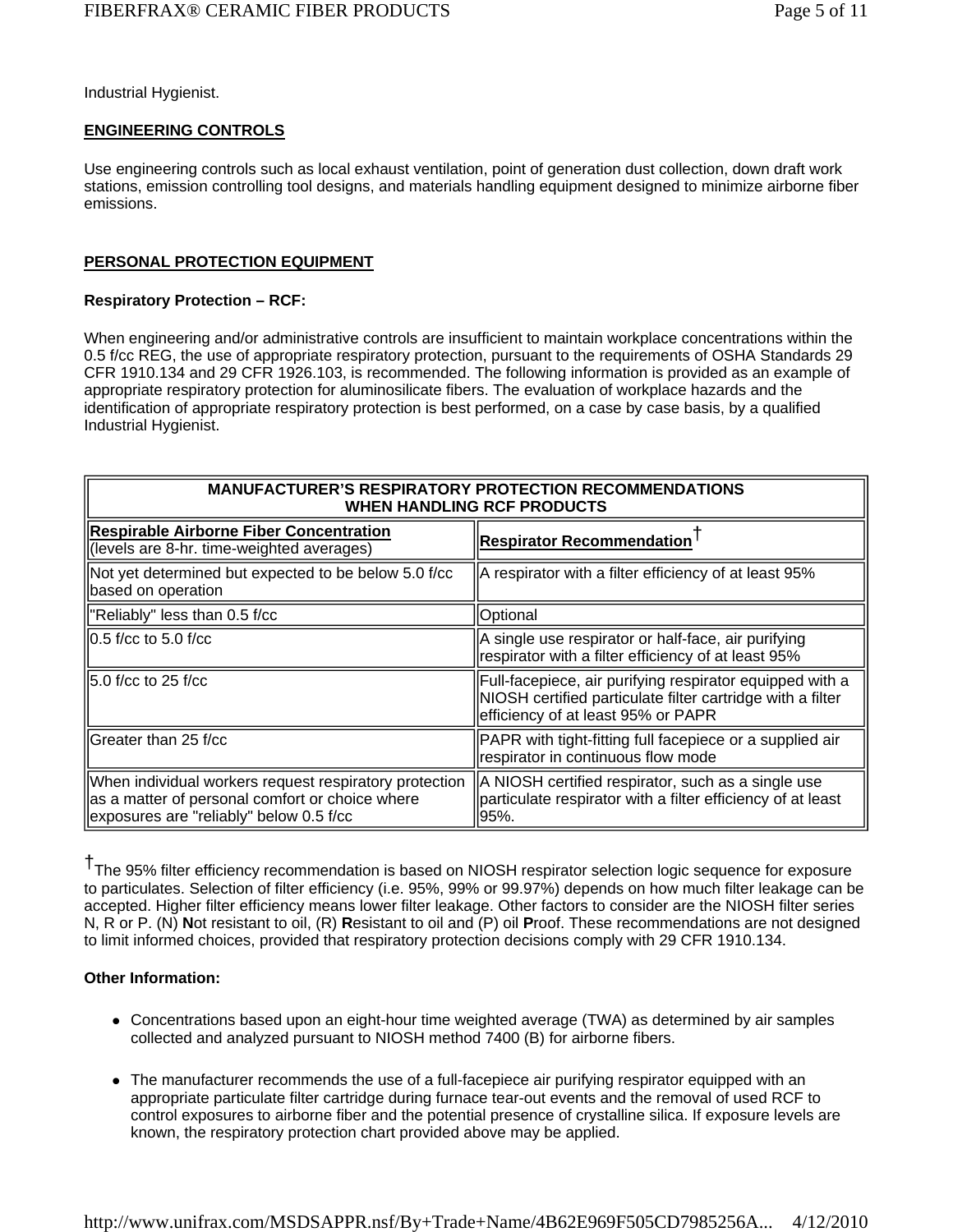Industrial Hygienist.

**ENGINEERING CONTROLS**

Use engineering controls such as local exhaust ventilation, point of generation dust collection, down draft work stations, emission controlling tool designs, and materials handling equipment designed to minimize airborne fiber emissions.

**PERSONAL PROTECTION EQUIPMENT**

**Respiratory Protection – RCF:**

When engineering and/or administrative controls are insufficient to maintain workplace concentrations within the 0.5 f/cc REG, the use of appropriate respiratory protection, pursuant to the requirements of OSHA Standards 29 CFR 1910.134 and 29 CFR 1926.103, is recommended. The following information is provided as an example of appropriate respiratory protection for aluminosilicate fibers. The evaluation of workplace hazards and the identification of appropriate respiratory protection is best performed, on a case by case basis, by a qualified Industrial Hygienist.

| MANUFACTURER'S RESPIRATORY PROTECTION RECOMMENDATIONS WHEN HANDLING RCF PRODUCTS | |
|---|---|
| **Respirable Airborne Fiber Concentration** (levels are 8-hr. time-weighted averages) | **Respirator Recommendation**† |
| Not yet determined but expected to be below 5.0 f/cc based on operation | A respirator with a filter efficiency of at least 95% |
| "Reliably" less than 0.5 f/cc | Optional |
| 0.5 f/cc to 5.0 f/cc | A single use respirator or half-face, air purifying respirator with a filter efficiency of at least 95% |
| 5.0 f/cc to 25 f/cc | Full-facepiece, air purifying respirator equipped with a NIOSH certified particulate filter cartridge with a filter efficiency of at least 95% or PAPR |
| Greater than 25 f/cc | PAPR with tight-fitting full facepiece or a supplied air respirator in continuous flow mode |
| When individual workers request respiratory protection as a matter of personal comfort or choice where exposures are "reliably" below 0.5 f/cc | A NIOSH certified respirator, such as a single use particulate respirator with a filter efficiency of at least 95%. |

†The 95% filter efficiency recommendation is based on NIOSH respirator selection logic sequence for exposure to particulates. Selection of filter efficiency (i.e. 95%, 99% or 99.97%) depends on how much filter leakage can be accepted. Higher filter efficiency means lower filter leakage. Other factors to consider are the NIOSH filter series N, R or P. (N) **N**ot resistant to oil, (R) **R**esistant to oil and (P) oil **P**roof. These recommendations are not designed to limit informed choices, provided that respiratory protection decisions comply with 29 CFR 1910.134.

**Other Information:**

- Concentrations based upon an eight-hour time weighted average (TWA) as determined by air samples collected and analyzed pursuant to NIOSH method 7400 (B) for airborne fibers.
- The manufacturer recommends the use of a full-facepiece air purifying respirator equipped with an appropriate particulate filter cartridge during furnace tear-out events and the removal of used RCF to control exposures to airborne fiber and the potential presence of crystalline silica. If exposure levels are known, the respiratory protection chart provided above may be applied.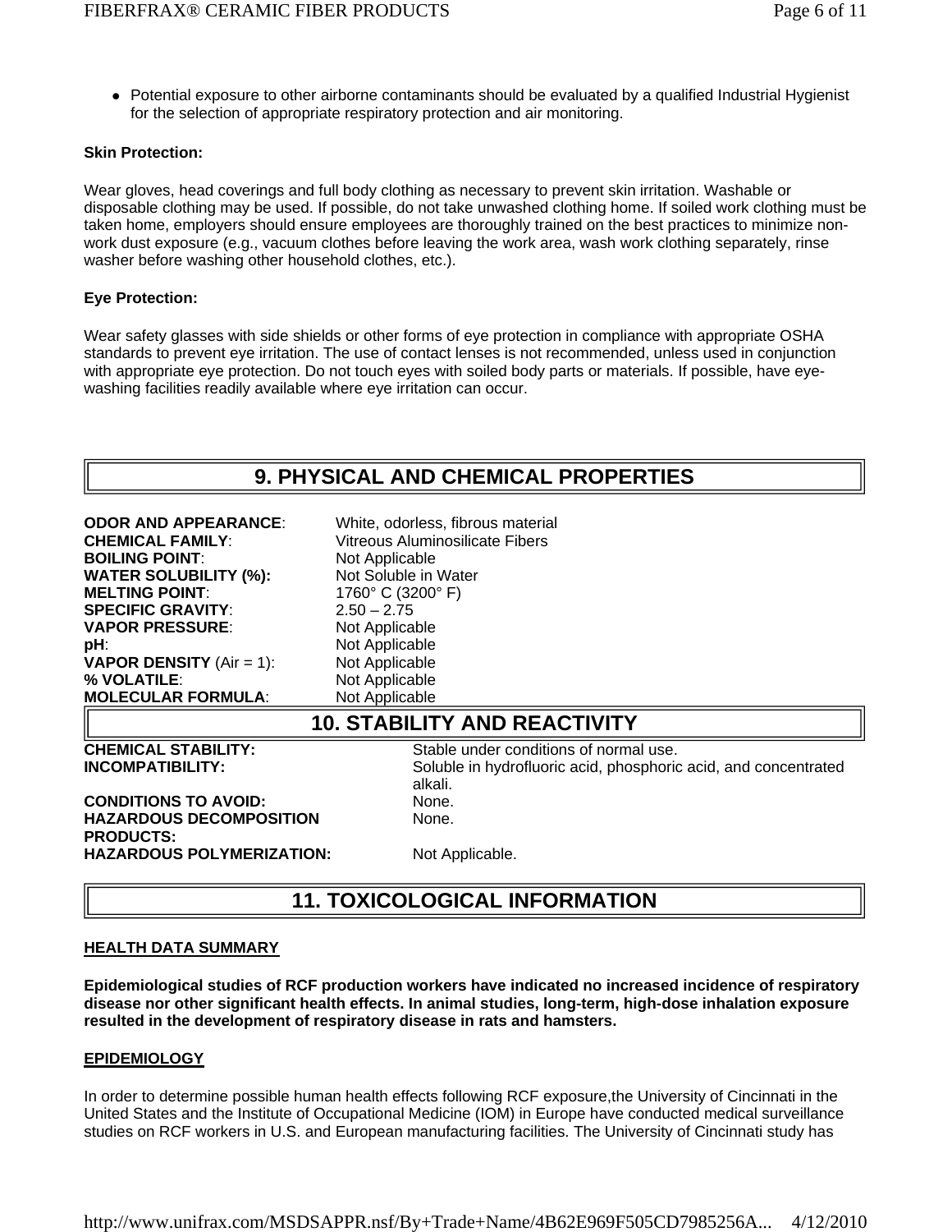- Potential exposure to other airborne contaminants should be evaluated by a qualified Industrial Hygienist for the selection of appropriate respiratory protection and air monitoring.

**Skin Protection:**

Wear gloves, head coverings and full body clothing as necessary to prevent skin irritation. Washable or disposable clothing may be used. If possible, do not take unwashed clothing home. If soiled work clothing must be taken home, employers should ensure employees are thoroughly trained on the best practices to minimize non-work dust exposure (e.g., vacuum clothes before leaving the work area, wash work clothing separately, rinse washer before washing other household clothes, etc.).

**Eye Protection:**

Wear safety glasses with side shields or other forms of eye protection in compliance with appropriate OSHA standards to prevent eye irritation. The use of contact lenses is not recommended, unless used in conjunction with appropriate eye protection. Do not touch eyes with soiled body parts or materials. If possible, have eye-washing facilities readily available where eye irritation can occur.

## 9. PHYSICAL AND CHEMICAL PROPERTIES

| | |
|---|---|
| **ODOR AND APPEARANCE**: | White, odorless, fibrous material |
| **CHEMICAL FAMILY**: | Vitreous Aluminosilicate Fibers |
| **BOILING POINT**: | Not Applicable |
| **WATER SOLUBILITY (%):** | Not Soluble in Water |
| **MELTING POINT**: | 1760° C (3200° F) |
| **SPECIFIC GRAVITY**: | 2.50 – 2.75 |
| **VAPOR PRESSURE**: | Not Applicable |
| **pH**: | Not Applicable |
| **VAPOR DENSITY** (Air = 1): | Not Applicable |
| **% VOLATILE**: | Not Applicable |
| **MOLECULAR FORMULA**: | Not Applicable |

## 10. STABILITY AND REACTIVITY

| | |
|---|---|
| **CHEMICAL STABILITY:** | Stable under conditions of normal use. |
| **INCOMPATIBILITY:** | Soluble in hydrofluoric acid, phosphoric acid, and concentrated alkali. |
| **CONDITIONS TO AVOID:** | None. |
| **HAZARDOUS DECOMPOSITION PRODUCTS:** | None. |
| **HAZARDOUS POLYMERIZATION:** | Not Applicable. |

## 11. TOXICOLOGICAL INFORMATION

### HEALTH DATA SUMMARY

**Epidemiological studies of RCF production workers have indicated no increased incidence of respiratory disease nor other significant health effects. In animal studies, long-term, high-dose inhalation exposure resulted in the development of respiratory disease in rats and hamsters.**

### EPIDEMIOLOGY

In order to determine possible human health effects following RCF exposure,the University of Cincinnati in the United States and the Institute of Occupational Medicine (IOM) in Europe have conducted medical surveillance studies on RCF workers in U.S. and European manufacturing facilities. The University of Cincinnati study has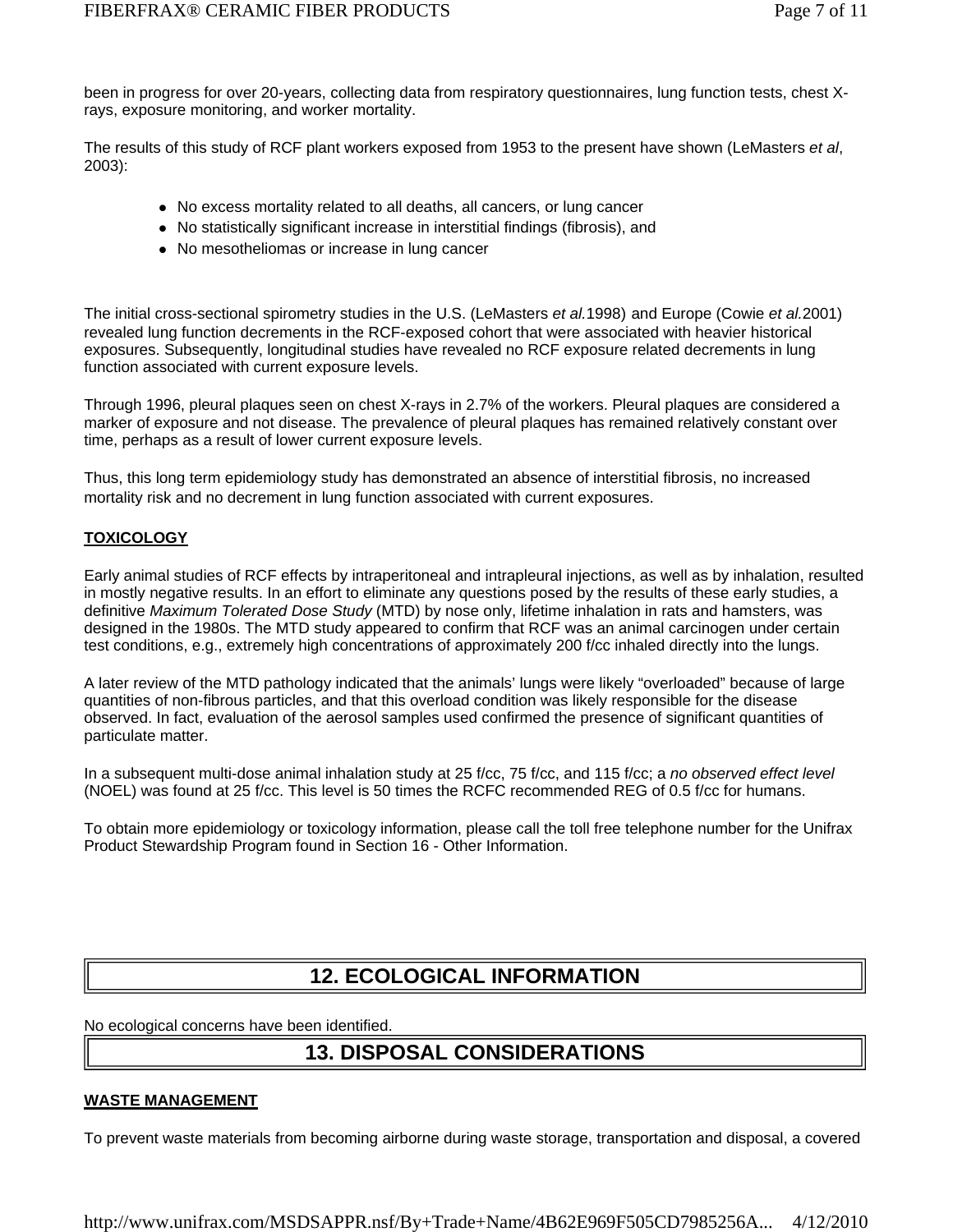been in progress for over 20-years, collecting data from respiratory questionnaires, lung function tests, chest X-rays, exposure monitoring, and worker mortality.

The results of this study of RCF plant workers exposed from 1953 to the present have shown (LeMasters *et al*, 2003):

- No excess mortality related to all deaths, all cancers, or lung cancer
- No statistically significant increase in interstitial findings (fibrosis), and
- No mesotheliomas or increase in lung cancer

The initial cross-sectional spirometry studies in the U.S. (LeMasters *et al.*1998) and Europe (Cowie *et al.*2001) revealed lung function decrements in the RCF-exposed cohort that were associated with heavier historical exposures. Subsequently, longitudinal studies have revealed no RCF exposure related decrements in lung function associated with current exposure levels.

Through 1996, pleural plaques seen on chest X-rays in 2.7% of the workers. Pleural plaques are considered a marker of exposure and not disease. The prevalence of pleural plaques has remained relatively constant over time, perhaps as a result of lower current exposure levels.

Thus, this long term epidemiology study has demonstrated an absence of interstitial fibrosis, no increased mortality risk and no decrement in lung function associated with current exposures.

**TOXICOLOGY**

Early animal studies of RCF effects by intraperitoneal and intrapleural injections, as well as by inhalation, resulted in mostly negative results. In an effort to eliminate any questions posed by the results of these early studies, a definitive *Maximum Tolerated Dose Study* (MTD) by nose only, lifetime inhalation in rats and hamsters, was designed in the 1980s. The MTD study appeared to confirm that RCF was an animal carcinogen under certain test conditions, e.g., extremely high concentrations of approximately 200 f/cc inhaled directly into the lungs.

A later review of the MTD pathology indicated that the animals' lungs were likely "overloaded" because of large quantities of non-fibrous particles, and that this overload condition was likely responsible for the disease observed. In fact, evaluation of the aerosol samples used confirmed the presence of significant quantities of particulate matter.

In a subsequent multi-dose animal inhalation study at 25 f/cc, 75 f/cc, and 115 f/cc; a *no observed effect level* (NOEL) was found at 25 f/cc. This level is 50 times the RCFC recommended REG of 0.5 f/cc for humans.

To obtain more epidemiology or toxicology information, please call the toll free telephone number for the Unifrax Product Stewardship Program found in Section 16 - Other Information.

## 12. ECOLOGICAL INFORMATION

No ecological concerns have been identified.

## 13. DISPOSAL CONSIDERATIONS

**WASTE MANAGEMENT**

To prevent waste materials from becoming airborne during waste storage, transportation and disposal, a covered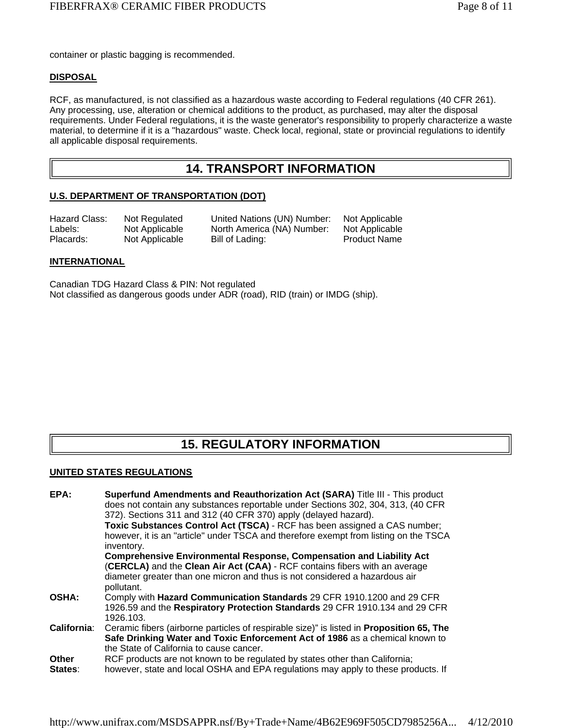container or plastic bagging is recommended.

**DISPOSAL**

RCF, as manufactured, is not classified as a hazardous waste according to Federal regulations (40 CFR 261). Any processing, use, alteration or chemical additions to the product, as purchased, may alter the disposal requirements. Under Federal regulations, it is the waste generator's responsibility to properly characterize a waste material, to determine if it is a "hazardous" waste. Check local, regional, state or provincial regulations to identify all applicable disposal requirements.

## 14. TRANSPORT INFORMATION

**U.S. DEPARTMENT OF TRANSPORTATION (DOT)**

| | | | |
|---|---|---|---|
| Hazard Class: | Not Regulated | United Nations (UN) Number: | Not Applicable |
| Labels: | Not Applicable | North America (NA) Number: | Not Applicable |
| Placards: | Not Applicable | Bill of Lading: | Product Name |

**INTERNATIONAL**

Canadian TDG Hazard Class & PIN: Not regulated
Not classified as dangerous goods under ADR (road), RID (train) or IMDG (ship).

## 15. REGULATORY INFORMATION

**UNITED STATES REGULATIONS**

**EPA:** **Superfund Amendments and Reauthorization Act (SARA)** Title III - This product does not contain any substances reportable under Sections 302, 304, 313, (40 CFR 372). Sections 311 and 312 (40 CFR 370) apply (delayed hazard).
**Toxic Substances Control Act (TSCA)** - RCF has been assigned a CAS number; however, it is an "article" under TSCA and therefore exempt from listing on the TSCA inventory.
**Comprehensive Environmental Response, Compensation and Liability Act** (**CERCLA)** and the **Clean Air Act (CAA)** - RCF contains fibers with an average diameter greater than one micron and thus is not considered a hazardous air pollutant.

**OSHA:** Comply with **Hazard Communication Standards** 29 CFR 1910.1200 and 29 CFR 1926.59 and the **Respiratory Protection Standards** 29 CFR 1910.134 and 29 CFR 1926.103.

**California**: Ceramic fibers (airborne particles of respirable size)" is listed in **Proposition 65, The Safe Drinking Water and Toxic Enforcement Act of 1986** as a chemical known to the State of California to cause cancer.

**Other States**: RCF products are not known to be regulated by states other than California; however, state and local OSHA and EPA regulations may apply to these products. If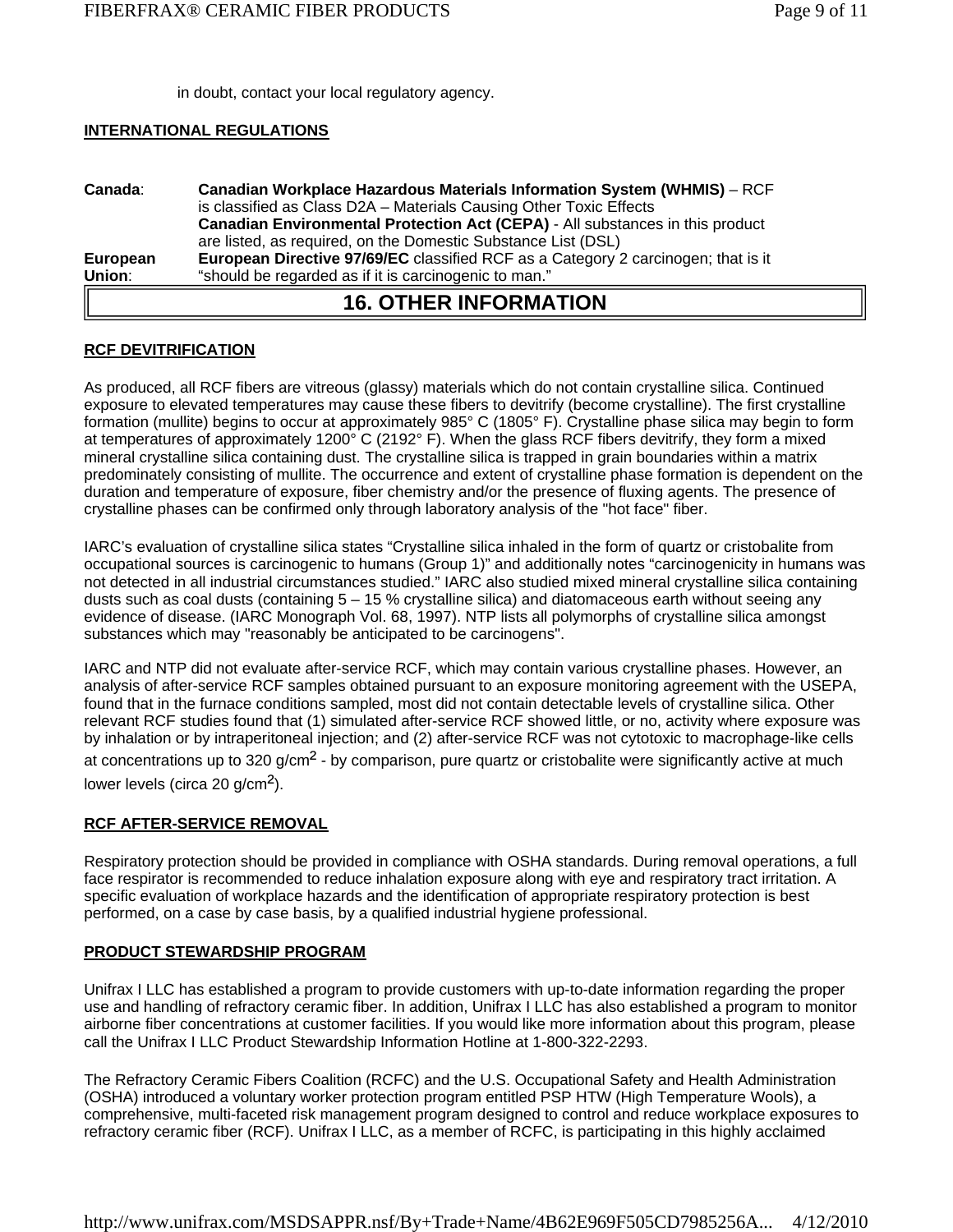in doubt, contact your local regulatory agency.

**INTERNATIONAL REGULATIONS**

**Canada**: **Canadian Workplace Hazardous Materials Information System (WHMIS)** – RCF is classified as Class D2A – Materials Causing Other Toxic Effects
**Canadian Environmental Protection Act (CEPA)** - All substances in this product are listed, as required, on the Domestic Substance List (DSL)

**European Union**: **European Directive 97/69/EC** classified RCF as a Category 2 carcinogen; that is it "should be regarded as if it is carcinogenic to man."

# 16. OTHER INFORMATION

**RCF DEVITRIFICATION**

As produced, all RCF fibers are vitreous (glassy) materials which do not contain crystalline silica. Continued exposure to elevated temperatures may cause these fibers to devitrify (become crystalline). The first crystalline formation (mullite) begins to occur at approximately 985° C (1805° F). Crystalline phase silica may begin to form at temperatures of approximately 1200° C (2192° F). When the glass RCF fibers devitrify, they form a mixed mineral crystalline silica containing dust. The crystalline silica is trapped in grain boundaries within a matrix predominately consisting of mullite. The occurrence and extent of crystalline phase formation is dependent on the duration and temperature of exposure, fiber chemistry and/or the presence of fluxing agents. The presence of crystalline phases can be confirmed only through laboratory analysis of the "hot face" fiber.

IARC's evaluation of crystalline silica states "Crystalline silica inhaled in the form of quartz or cristobalite from occupational sources is carcinogenic to humans (Group 1)" and additionally notes "carcinogenicity in humans was not detected in all industrial circumstances studied." IARC also studied mixed mineral crystalline silica containing dusts such as coal dusts (containing 5 – 15 % crystalline silica) and diatomaceous earth without seeing any evidence of disease. (IARC Monograph Vol. 68, 1997). NTP lists all polymorphs of crystalline silica amongst substances which may "reasonably be anticipated to be carcinogens".

IARC and NTP did not evaluate after-service RCF, which may contain various crystalline phases. However, an analysis of after-service RCF samples obtained pursuant to an exposure monitoring agreement with the USEPA, found that in the furnace conditions sampled, most did not contain detectable levels of crystalline silica. Other relevant RCF studies found that (1) simulated after-service RCF showed little, or no, activity where exposure was by inhalation or by intraperitoneal injection; and (2) after-service RCF was not cytotoxic to macrophage-like cells at concentrations up to 320 g/cm$^2$ - by comparison, pure quartz or cristobalite were significantly active at much lower levels (circa 20 g/cm$^2$).

**RCF AFTER-SERVICE REMOVAL**

Respiratory protection should be provided in compliance with OSHA standards. During removal operations, a full face respirator is recommended to reduce inhalation exposure along with eye and respiratory tract irritation. A specific evaluation of workplace hazards and the identification of appropriate respiratory protection is best performed, on a case by case basis, by a qualified industrial hygiene professional.

**PRODUCT STEWARDSHIP PROGRAM**

Unifrax I LLC has established a program to provide customers with up-to-date information regarding the proper use and handling of refractory ceramic fiber. In addition, Unifrax I LLC has also established a program to monitor airborne fiber concentrations at customer facilities. If you would like more information about this program, please call the Unifrax I LLC Product Stewardship Information Hotline at 1-800-322-2293.

The Refractory Ceramic Fibers Coalition (RCFC) and the U.S. Occupational Safety and Health Administration (OSHA) introduced a voluntary worker protection program entitled PSP HTW (High Temperature Wools), a comprehensive, multi-faceted risk management program designed to control and reduce workplace exposures to refractory ceramic fiber (RCF). Unifrax I LLC, as a member of RCFC, is participating in this highly acclaimed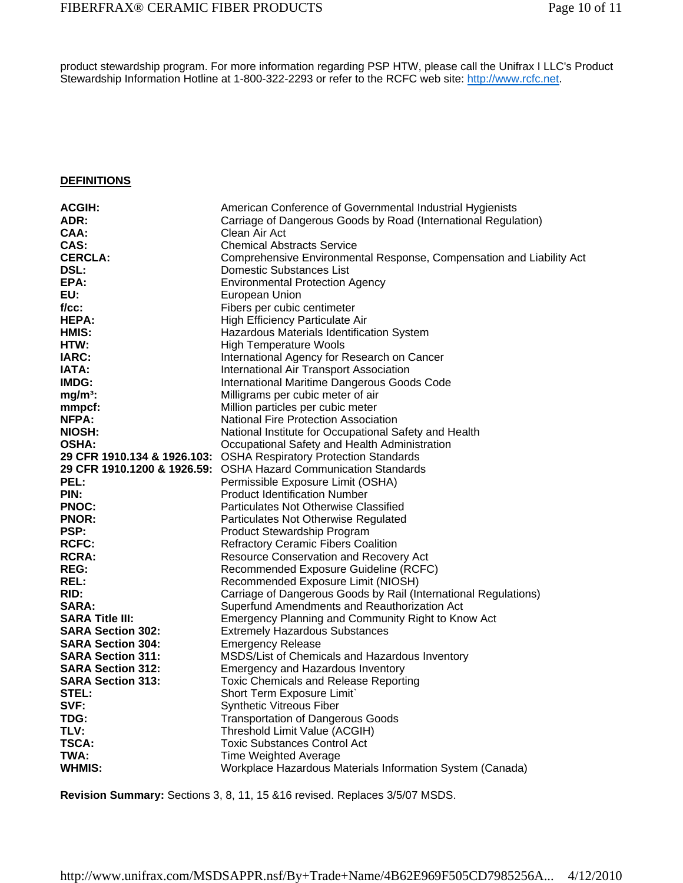product stewardship program. For more information regarding PSP HTW, please call the Unifrax I LLC's Product Stewardship Information Hotline at 1-800-322-2293 or refer to the RCFC web site: http://www.rcfc.net.

**DEFINITIONS**

| | |
|---|---|
| **ACGIH:** | American Conference of Governmental Industrial Hygienists |
| **ADR:** | Carriage of Dangerous Goods by Road (International Regulation) |
| **CAA:** | Clean Air Act |
| **CAS:** | Chemical Abstracts Service |
| **CERCLA:** | Comprehensive Environmental Response, Compensation and Liability Act |
| **DSL:** | Domestic Substances List |
| **EPA:** | Environmental Protection Agency |
| **EU:** | European Union |
| **f/cc:** | Fibers per cubic centimeter |
| **HEPA:** | High Efficiency Particulate Air |
| **HMIS:** | Hazardous Materials Identification System |
| **HTW:** | High Temperature Wools |
| **IARC:** | International Agency for Research on Cancer |
| **IATA:** | International Air Transport Association |
| **IMDG:** | International Maritime Dangerous Goods Code |
| **mg/m³:** | Milligrams per cubic meter of air |
| **mmpcf:** | Million particles per cubic meter |
| **NFPA:** | National Fire Protection Association |
| **NIOSH:** | National Institute for Occupational Safety and Health |
| **OSHA:** | Occupational Safety and Health Administration |
| **29 CFR 1910.134 & 1926.103:** | OSHA Respiratory Protection Standards |
| **29 CFR 1910.1200 & 1926.59:** | OSHA Hazard Communication Standards |
| **PEL:** | Permissible Exposure Limit (OSHA) |
| **PIN:** | Product Identification Number |
| **PNOC:** | Particulates Not Otherwise Classified |
| **PNOR:** | Particulates Not Otherwise Regulated |
| **PSP:** | Product Stewardship Program |
| **RCFC:** | Refractory Ceramic Fibers Coalition |
| **RCRA:** | Resource Conservation and Recovery Act |
| **REG:** | Recommended Exposure Guideline (RCFC) |
| **REL:** | Recommended Exposure Limit (NIOSH) |
| **RID:** | Carriage of Dangerous Goods by Rail (International Regulations) |
| **SARA:** | Superfund Amendments and Reauthorization Act |
| **SARA Title III:** | Emergency Planning and Community Right to Know Act |
| **SARA Section 302:** | Extremely Hazardous Substances |
| **SARA Section 304:** | Emergency Release |
| **SARA Section 311:** | MSDS/List of Chemicals and Hazardous Inventory |
| **SARA Section 312:** | Emergency and Hazardous Inventory |
| **SARA Section 313:** | Toxic Chemicals and Release Reporting |
| **STEL:** | Short Term Exposure Limit` |
| **SVF:** | Synthetic Vitreous Fiber |
| **TDG:** | Transportation of Dangerous Goods |
| **TLV:** | Threshold Limit Value (ACGIH) |
| **TSCA:** | Toxic Substances Control Act |
| **TWA:** | Time Weighted Average |
| **WHMIS:** | Workplace Hazardous Materials Information System (Canada) |

**Revision Summary:** Sections 3, 8, 11, 15 &16 revised. Replaces 3/5/07 MSDS.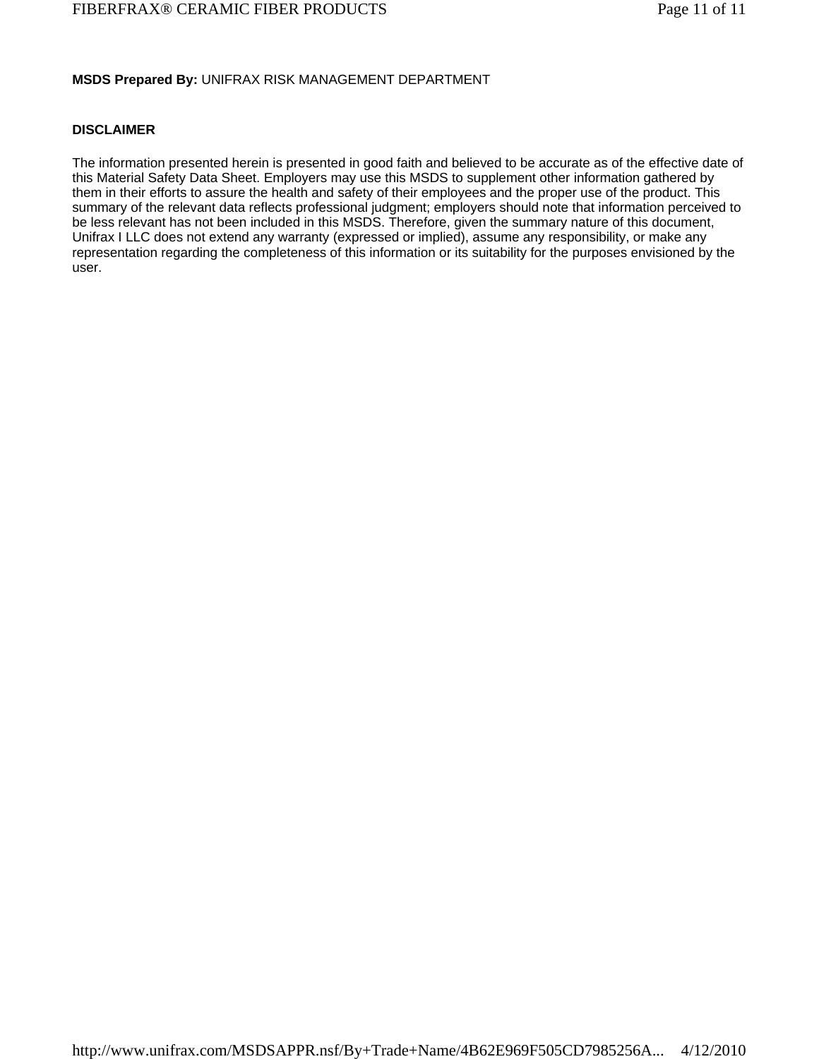**MSDS Prepared By:** UNIFRAX RISK MANAGEMENT DEPARTMENT

**DISCLAIMER**

The information presented herein is presented in good faith and believed to be accurate as of the effective date of this Material Safety Data Sheet. Employers may use this MSDS to supplement other information gathered by them in their efforts to assure the health and safety of their employees and the proper use of the product. This summary of the relevant data reflects professional judgment; employers should note that information perceived to be less relevant has not been included in this MSDS. Therefore, given the summary nature of this document, Unifrax I LLC does not extend any warranty (expressed or implied), assume any responsibility, or make any representation regarding the completeness of this information or its suitability for the purposes envisioned by the user.